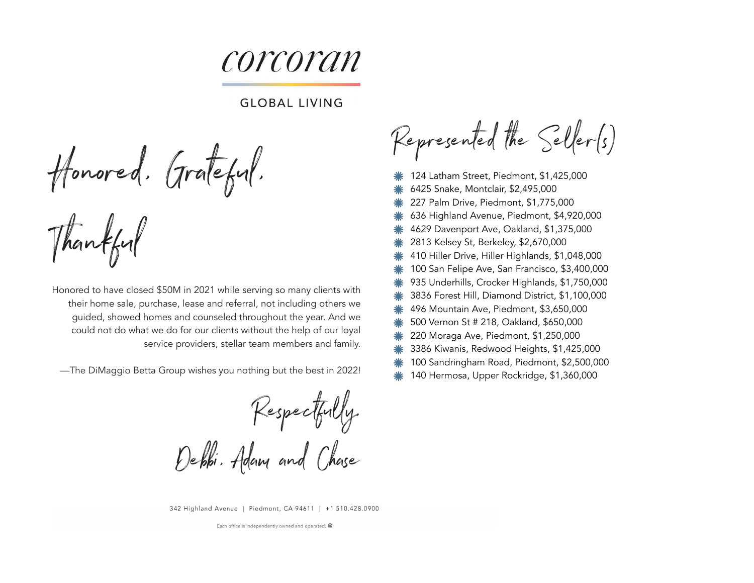corcoran

GLOBAL LIVING

# Honored, Grateful, Thankful

Honored to have closed $50M in 2021 while serving so many clients with their home sale, purchase, lease and referral, not including others we guided, showed homes and counseled throughout the year. And we could not do what we do for our clients without the help of our loyal service providers, stellar team members and family.

—The DiMaggio Betta Group wishes you nothing but the best in 2022!

Respectfully,

Debbi, Adam and Chase

## Represented the Seller(s)

- 124 Latham Street, Piedmont, $1,425,000
- 6425 Snake, Montclair, $2,495,000
- 227 Palm Drive, Piedmont, $1,775,000
- 636 Highland Avenue, Piedmont, $4,920,000
- 4629 Davenport Ave, Oakland, $1,375,000
- 2813 Kelsey St, Berkeley, $2,670,000
- 410 Hiller Drive, Hiller Highlands, $1,048,000
- 100 San Felipe Ave, San Francisco, $3,400,000
- 935 Underhills, Crocker Highlands, $1,750,000
- 3836 Forest Hill, Diamond District, $1,100,000
- 496 Mountain Ave, Piedmont, $3,650,000
- 500 Vernon St # 218, Oakland, $650,000
- 220 Moraga Ave, Piedmont, $1,250,000
- 3386 Kiwanis, Redwood Heights, $1,425,000
- 100 Sandringham Road, Piedmont, $2,500,000
- 140 Hermosa, Upper Rockridge, $1,360,000

342 Highland Avenue | Piedmont, CA 94611 | +1 510.428.0900

Each office is independently owned and operated.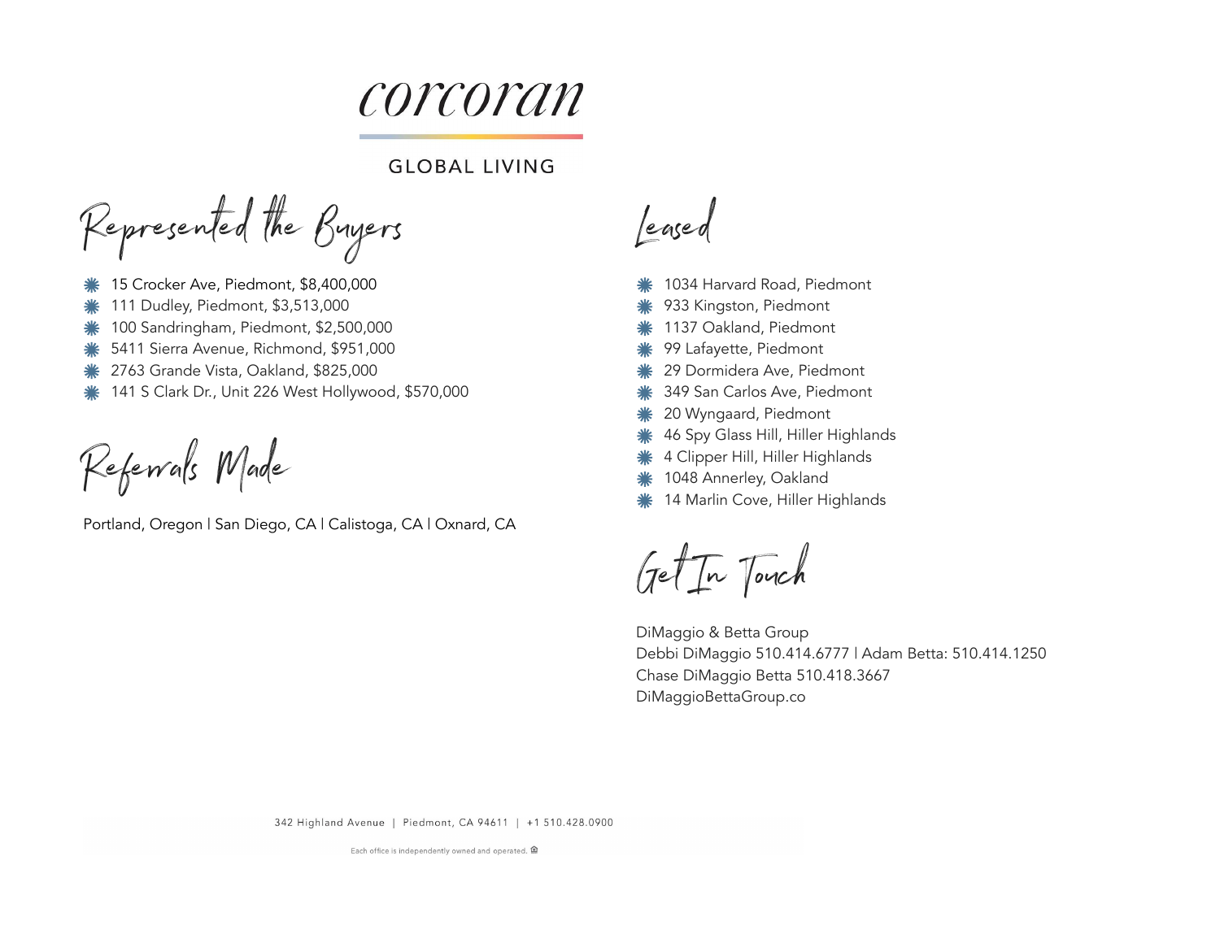# corcoran

GLOBAL LIVING

## Represented the Buyers

- 15 Crocker Ave, Piedmont, $8,400,000
- 111 Dudley, Piedmont, $3,513,000
- 100 Sandringham, Piedmont, $2,500,000
- 5411 Sierra Avenue, Richmond, $951,000
- 2763 Grande Vista, Oakland, $825,000
- 141 S Clark Dr., Unit 226 West Hollywood, $570,000

## Referrals Made

Portland, Oregon | San Diego, CA | Calistoga, CA | Oxnard, CA

## Leased

- 1034 Harvard Road, Piedmont
- 933 Kingston, Piedmont
- 1137 Oakland, Piedmont
- 99 Lafayette, Piedmont
- 29 Dormidera Ave, Piedmont
- 349 San Carlos Ave, Piedmont
- 20 Wyngaard, Piedmont
- 46 Spy Glass Hill, Hiller Highlands
- 4 Clipper Hill, Hiller Highlands
- 1048 Annerley, Oakland
- 14 Marlin Cove, Hiller Highlands

## Get In Touch

DiMaggio & Betta Group
Debbi DiMaggio 510.414.6777 | Adam Betta: 510.414.1250
Chase DiMaggio Betta 510.418.3667
DiMaggioBettaGroup.co

342 Highland Avenue | Piedmont, CA 94611 | +1 510.428.0900

Each office is independently owned and operated.